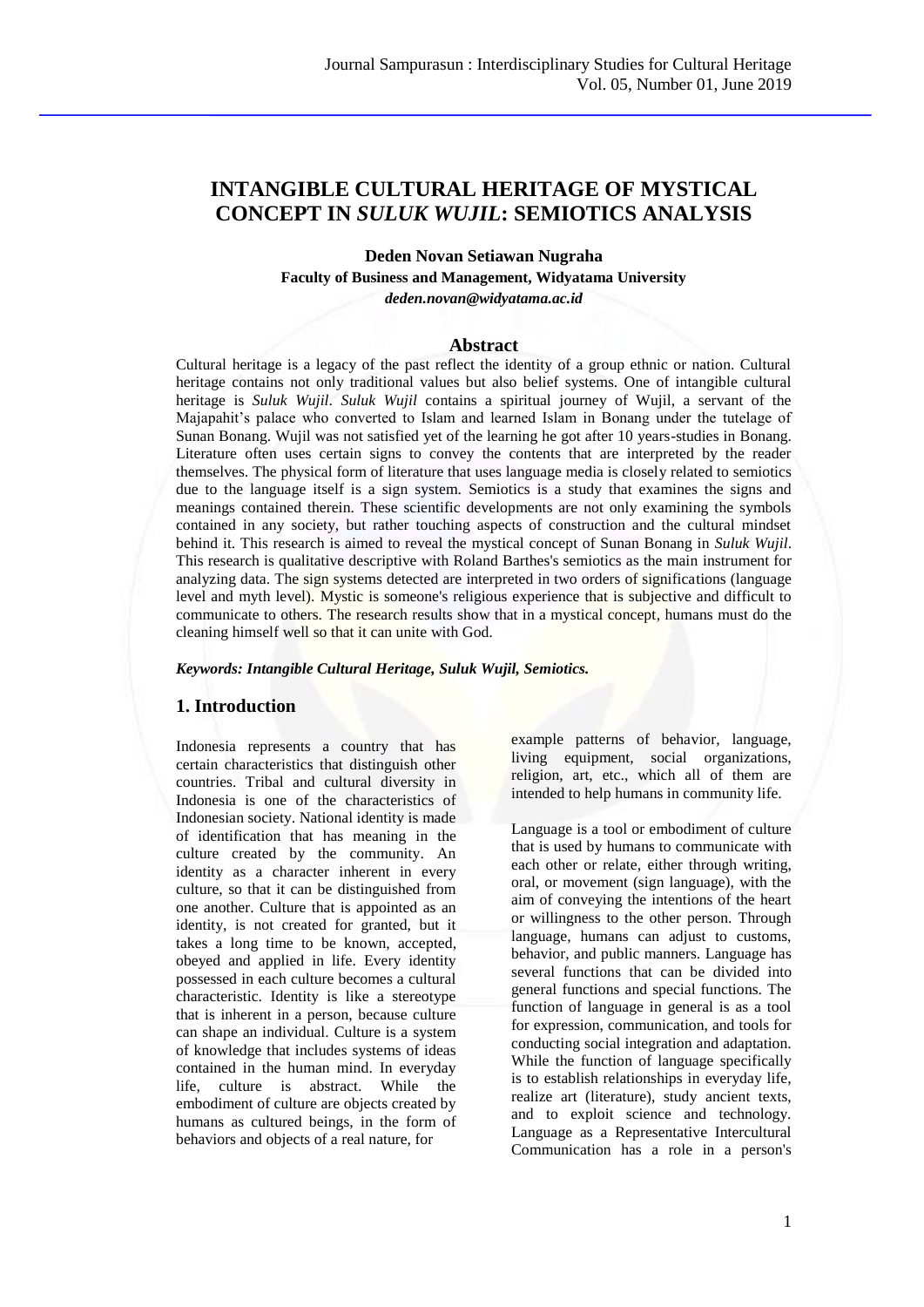# INTANGIBLE CULTURAL HERITAGE OF MYSTICAL CONCEPT IN *SULUK WUJIL*: SEMIOTICS ANALYSIS

**Deden Novan Setiawan Nugraha**

**Faculty of Business and Management, Widyatama University**

***deden.novan@widyatama.ac.id***

## Abstract

Cultural heritage is a legacy of the past reflect the identity of a group ethnic or nation. Cultural heritage contains not only traditional values but also belief systems. One of intangible cultural heritage is *Suluk Wujil*. *Suluk Wujil* contains a spiritual journey of Wujil, a servant of the Majapahit's palace who converted to Islam and learned Islam in Bonang under the tutelage of Sunan Bonang. Wujil was not satisfied yet of the learning he got after 10 years-studies in Bonang. Literature often uses certain signs to convey the contents that are interpreted by the reader themselves. The physical form of literature that uses language media is closely related to semiotics due to the language itself is a sign system. Semiotics is a study that examines the signs and meanings contained therein. These scientific developments are not only examining the symbols contained in any society, but rather touching aspects of construction and the cultural mindset behind it. This research is aimed to reveal the mystical concept of Sunan Bonang in *Suluk Wujil*. This research is qualitative descriptive with Roland Barthes's semiotics as the main instrument for analyzing data. The sign systems detected are interpreted in two orders of significations (language level and myth level). Mystic is someone's religious experience that is subjective and difficult to communicate to others. The research results show that in a mystical concept, humans must do the cleaning himself well so that it can unite with God.

***Keywords: Intangible Cultural Heritage, Suluk Wujil, Semiotics.***

## 1. Introduction

Indonesia represents a country that has certain characteristics that distinguish other countries. Tribal and cultural diversity in Indonesia is one of the characteristics of Indonesian society. National identity is made of identification that has meaning in the culture created by the community. An identity as a character inherent in every culture, so that it can be distinguished from one another. Culture that is appointed as an identity, is not created for granted, but it takes a long time to be known, accepted, obeyed and applied in life. Every identity possessed in each culture becomes a cultural characteristic. Identity is like a stereotype that is inherent in a person, because culture can shape an individual. Culture is a system of knowledge that includes systems of ideas contained in the human mind. In everyday life, culture is abstract. While the embodiment of culture are objects created by humans as cultured beings, in the form of behaviors and objects of a real nature, for example patterns of behavior, language, living equipment, social organizations, religion, art, etc., which all of them are intended to help humans in community life.

Language is a tool or embodiment of culture that is used by humans to communicate with each other or relate, either through writing, oral, or movement (sign language), with the aim of conveying the intentions of the heart or willingness to the other person. Through language, humans can adjust to customs, behavior, and public manners. Language has several functions that can be divided into general functions and special functions. The function of language in general is as a tool for expression, communication, and tools for conducting social integration and adaptation. While the function of language specifically is to establish relationships in everyday life, realize art (literature), study ancient texts, and to exploit science and technology. Language as a Representative Intercultural Communication has a role in a person's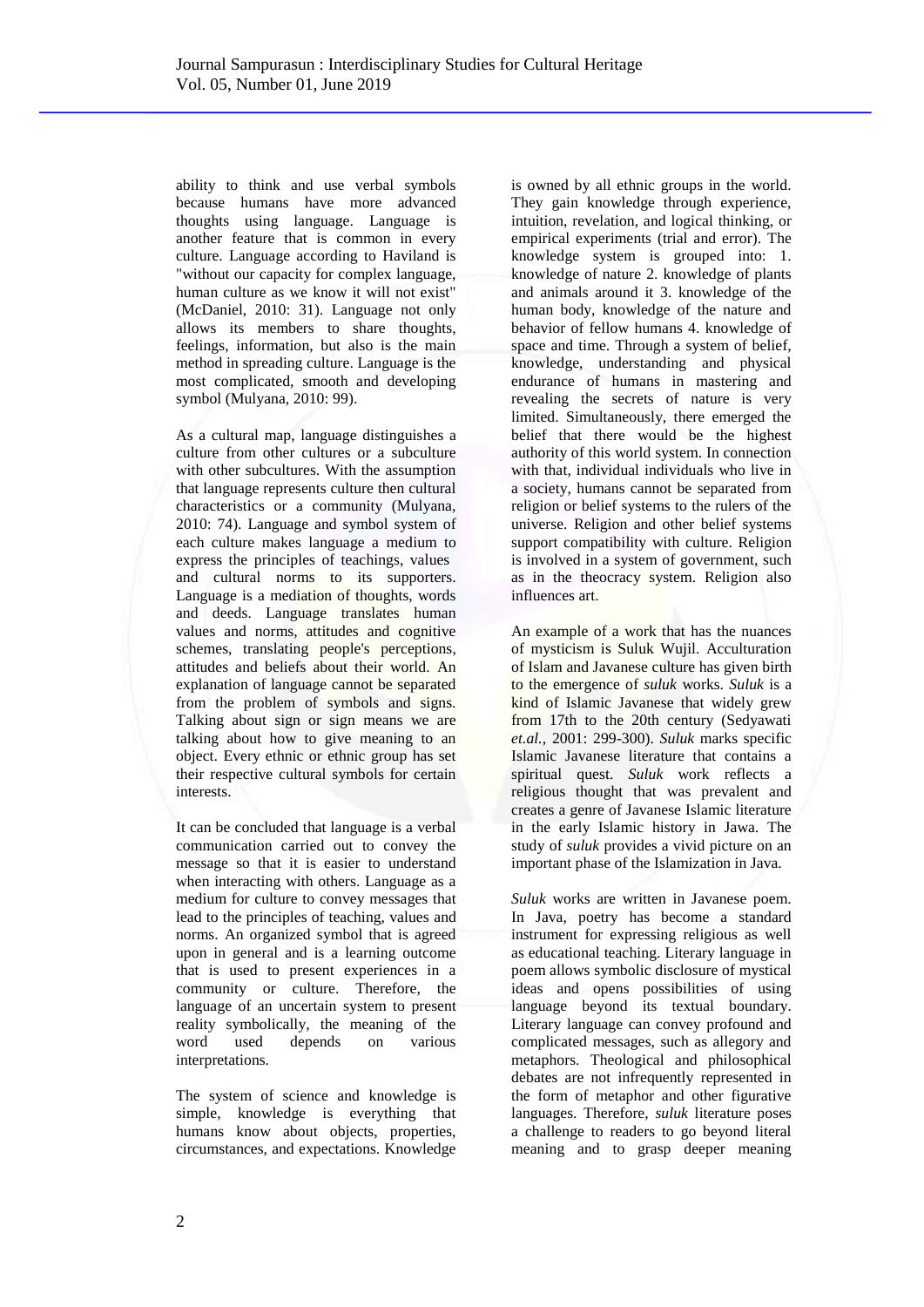ability to think and use verbal symbols because humans have more advanced thoughts using language. Language is another feature that is common in every culture. Language according to Haviland is "without our capacity for complex language, human culture as we know it will not exist" (McDaniel, 2010: 31). Language not only allows its members to share thoughts, feelings, information, but also is the main method in spreading culture. Language is the most complicated, smooth and developing symbol (Mulyana, 2010: 99).

As a cultural map, language distinguishes a culture from other cultures or a subculture with other subcultures. With the assumption that language represents culture then cultural characteristics or a community (Mulyana, 2010: 74). Language and symbol system of each culture makes language a medium to express the principles of teachings, values and cultural norms to its supporters. Language is a mediation of thoughts, words and deeds. Language translates human values and norms, attitudes and cognitive schemes, translating people's perceptions, attitudes and beliefs about their world. An explanation of language cannot be separated from the problem of symbols and signs. Talking about sign or sign means we are talking about how to give meaning to an object. Every ethnic or ethnic group has set their respective cultural symbols for certain interests.

It can be concluded that language is a verbal communication carried out to convey the message so that it is easier to understand when interacting with others. Language as a medium for culture to convey messages that lead to the principles of teaching, values and norms. An organized symbol that is agreed upon in general and is a learning outcome that is used to present experiences in a community or culture. Therefore, the language of an uncertain system to present reality symbolically, the meaning of the word used depends on various interpretations.

The system of science and knowledge is simple, knowledge is everything that humans know about objects, properties, circumstances, and expectations. Knowledge is owned by all ethnic groups in the world. They gain knowledge through experience, intuition, revelation, and logical thinking, or empirical experiments (trial and error). The knowledge system is grouped into: 1. knowledge of nature 2. knowledge of plants and animals around it 3. knowledge of the human body, knowledge of the nature and behavior of fellow humans 4. knowledge of space and time. Through a system of belief, knowledge, understanding and physical endurance of humans in mastering and revealing the secrets of nature is very limited. Simultaneously, there emerged the belief that there would be the highest authority of this world system. In connection with that, individual individuals who live in a society, humans cannot be separated from religion or belief systems to the rulers of the universe. Religion and other belief systems support compatibility with culture. Religion is involved in a system of government, such as in the theocracy system. Religion also influences art.

An example of a work that has the nuances of mysticism is Suluk Wujil. Acculturation of Islam and Javanese culture has given birth to the emergence of *suluk* works. *Suluk* is a kind of Islamic Javanese that widely grew from 17th to the 20th century (Sedyawati *et.al.,* 2001: 299-300). *Suluk* marks specific Islamic Javanese literature that contains a spiritual quest. *Suluk* work reflects a religious thought that was prevalent and creates a genre of Javanese Islamic literature in the early Islamic history in Jawa. The study of *suluk* provides a vivid picture on an important phase of the Islamization in Java.

*Suluk* works are written in Javanese poem. In Java, poetry has become a standard instrument for expressing religious as well as educational teaching. Literary language in poem allows symbolic disclosure of mystical ideas and opens possibilities of using language beyond its textual boundary. Literary language can convey profound and complicated messages, such as allegory and metaphors. Theological and philosophical debates are not infrequently represented in the form of metaphor and other figurative languages. Therefore, *suluk* literature poses a challenge to readers to go beyond literal meaning and to grasp deeper meaning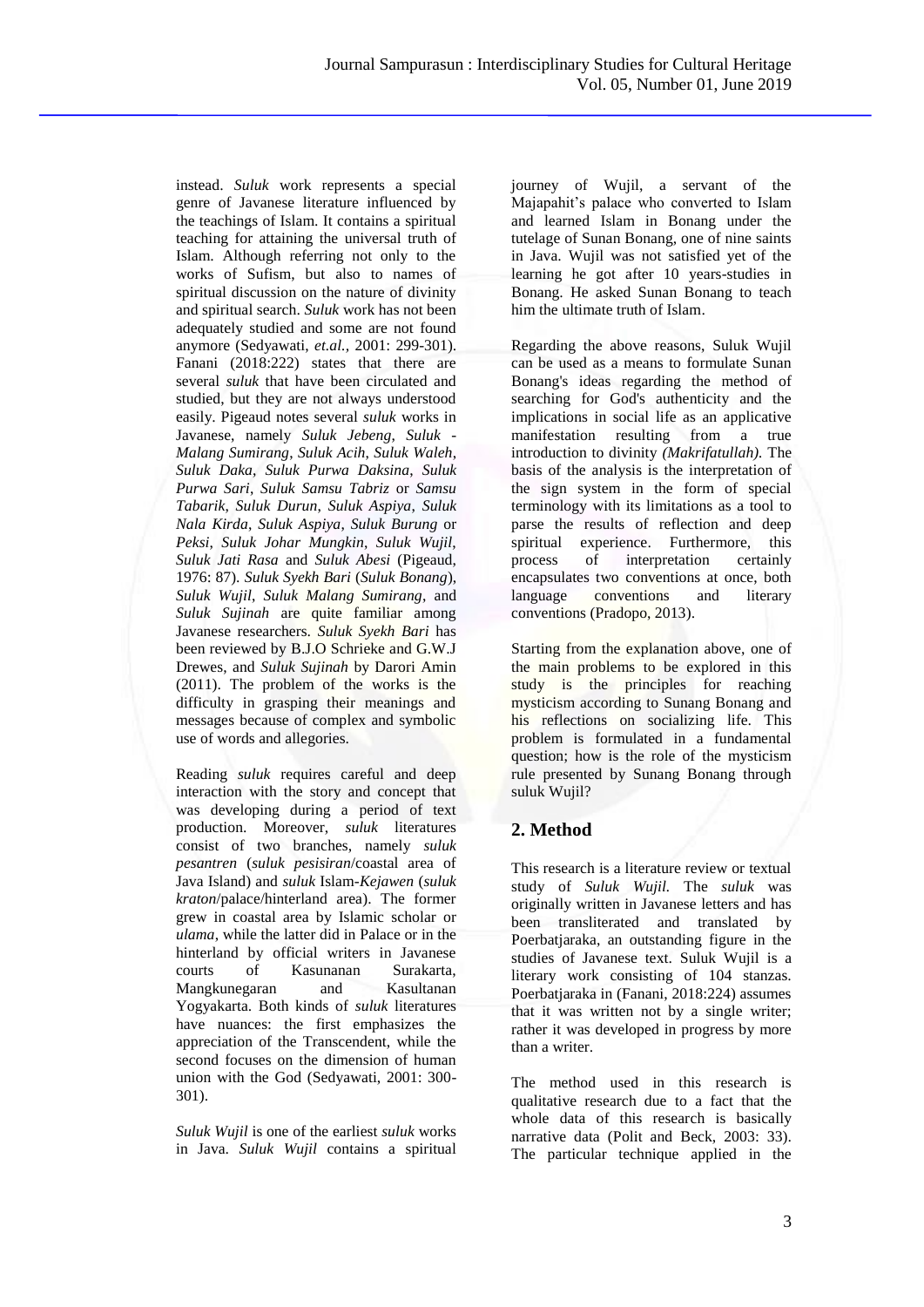instead. *Suluk* work represents a special genre of Javanese literature influenced by the teachings of Islam. It contains a spiritual teaching for attaining the universal truth of Islam. Although referring not only to the works of Sufism, but also to names of spiritual discussion on the nature of divinity and spiritual search. *Suluk* work has not been adequately studied and some are not found anymore (Sedyawati, *et.al.,* 2001: 299-301). Fanani (2018:222) states that there are several *suluk* that have been circulated and studied, but they are not always understood easily. Pigeaud notes several *suluk* works in Javanese, namely *Suluk Jebeng*, *Suluk - Malang Sumirang*, *Suluk Acih, Suluk Waleh*, *Suluk Daka, Suluk Purwa Daksina, Suluk Purwa Sari*, *Suluk Samsu Tabriz* or *Samsu Tabarik, Suluk Durun, Suluk Aspiya, Suluk Nala Kirda, Suluk Aspiya, Suluk Burung* or *Peksi, Suluk Johar Mungkin, Suluk Wujil, Suluk Jati Rasa* and *Suluk Abesi* (Pigeaud, 1976: 87). *Suluk Syekh Bari* (*Suluk Bonang*), *Suluk Wujil*, *Suluk Malang Sumirang*, and *Suluk Sujinah* are quite familiar among Javanese researchers. *Suluk Syekh Bari* has been reviewed by B.J.O Schrieke and G.W.J Drewes, and *Suluk Sujinah* by Darori Amin (2011). The problem of the works is the difficulty in grasping their meanings and messages because of complex and symbolic use of words and allegories.

Reading *suluk* requires careful and deep interaction with the story and concept that was developing during a period of text production. Moreover, *suluk* literatures consist of two branches, namely *suluk pesantren* (*suluk pesisiran*/coastal area of Java Island) and *suluk* Islam-*Kejawen* (*suluk kraton*/palace/hinterland area). The former grew in coastal area by Islamic scholar or *ulama*, while the latter did in Palace or in the hinterland by official writers in Javanese courts of Kasunanan Surakarta, Mangkunegaran and Kasultanan Yogyakarta. Both kinds of *suluk* literatures have nuances: the first emphasizes the appreciation of the Transcendent, while the second focuses on the dimension of human union with the God (Sedyawati, 2001: 300-301).

*Suluk Wujil* is one of the earliest *suluk* works in Java. *Suluk Wujil* contains a spiritual journey of Wujil, a servant of the Majapahit's palace who converted to Islam and learned Islam in Bonang under the tutelage of Sunan Bonang, one of nine saints in Java. Wujil was not satisfied yet of the learning he got after 10 years-studies in Bonang. He asked Sunan Bonang to teach him the ultimate truth of Islam.

Regarding the above reasons, Suluk Wujil can be used as a means to formulate Sunan Bonang's ideas regarding the method of searching for God's authenticity and the implications in social life as an applicative manifestation resulting from a true introduction to divinity *(Makrifatullah).* The basis of the analysis is the interpretation of the sign system in the form of special terminology with its limitations as a tool to parse the results of reflection and deep spiritual experience. Furthermore, this process of interpretation certainly encapsulates two conventions at once, both language conventions and literary conventions (Pradopo, 2013).

Starting from the explanation above, one of the main problems to be explored in this study is the principles for reaching mysticism according to Sunang Bonang and his reflections on socializing life. This problem is formulated in a fundamental question; how is the role of the mysticism rule presented by Sunang Bonang through suluk Wujil?

## 2. Method

This research is a literature review or textual study of *Suluk Wujil.* The *suluk* was originally written in Javanese letters and has been transliterated and translated by Poerbatjaraka, an outstanding figure in the studies of Javanese text. Suluk Wujil is a literary work consisting of 104 stanzas. Poerbatjaraka in (Fanani, 2018:224) assumes that it was written not by a single writer; rather it was developed in progress by more than a writer.

The method used in this research is qualitative research due to a fact that the whole data of this research is basically narrative data (Polit and Beck, 2003: 33). The particular technique applied in the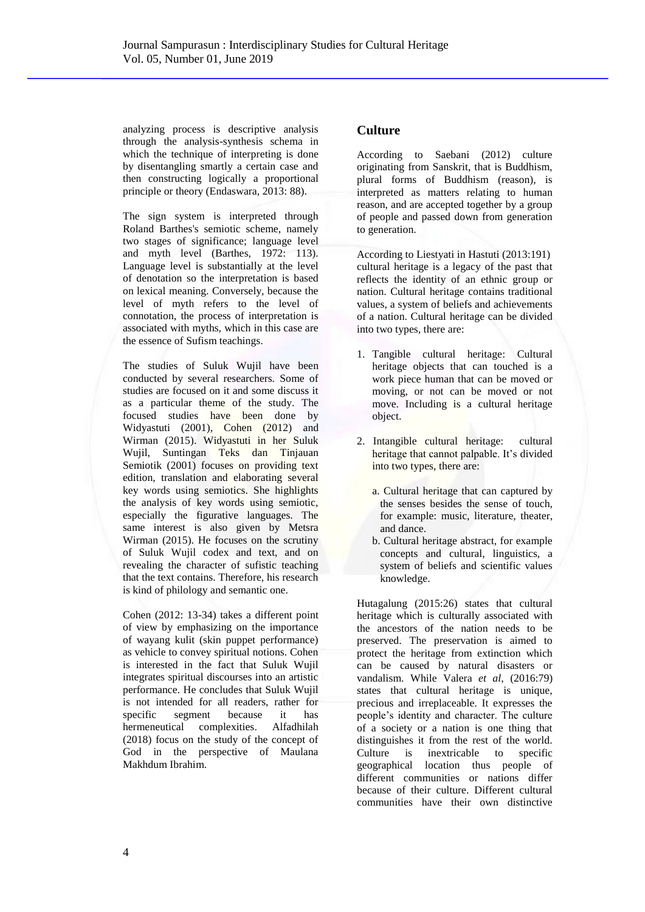analyzing process is descriptive analysis through the analysis-synthesis schema in which the technique of interpreting is done by disentangling smartly a certain case and then constructing logically a proportional principle or theory (Endaswara, 2013: 88).

The sign system is interpreted through Roland Barthes's semiotic scheme, namely two stages of significance; language level and myth level (Barthes, 1972: 113). Language level is substantially at the level of denotation so the interpretation is based on lexical meaning. Conversely, because the level of myth refers to the level of connotation, the process of interpretation is associated with myths, which in this case are the essence of Sufism teachings.

The studies of Suluk Wujil have been conducted by several researchers. Some of studies are focused on it and some discuss it as a particular theme of the study. The focused studies have been done by Widyastuti (2001), Cohen (2012) and Wirman (2015). Widyastuti in her Suluk Wujil, Suntingan Teks dan Tinjauan Semiotik (2001) focuses on providing text edition, translation and elaborating several key words using semiotics. She highlights the analysis of key words using semiotic, especially the figurative languages. The same interest is also given by Metsra Wirman (2015). He focuses on the scrutiny of Suluk Wujil codex and text, and on revealing the character of sufistic teaching that the text contains. Therefore, his research is kind of philology and semantic one.

Cohen (2012: 13-34) takes a different point of view by emphasizing on the importance of wayang kulit (skin puppet performance) as vehicle to convey spiritual notions. Cohen is interested in the fact that Suluk Wujil integrates spiritual discourses into an artistic performance. He concludes that Suluk Wujil is not intended for all readers, rather for specific segment because it has hermeneutical complexities. Alfadhilah (2018) focus on the study of the concept of God in the perspective of Maulana Makhdum Ibrahim.

## Culture

According to Saebani (2012) culture originating from Sanskrit, that is Buddhism, plural forms of Buddhism (reason), is interpreted as matters relating to human reason, and are accepted together by a group of people and passed down from generation to generation.

According to Liestyati in Hastuti (2013:191) cultural heritage is a legacy of the past that reflects the identity of an ethnic group or nation. Cultural heritage contains traditional values, a system of beliefs and achievements of a nation. Cultural heritage can be divided into two types, there are:

1. Tangible cultural heritage: Cultural heritage objects that can touched is a work piece human that can be moved or moving, or not can be moved or not move. Including is a cultural heritage object.
2. Intangible cultural heritage: cultural heritage that cannot palpable. It's divided into two types, there are:
   a. Cultural heritage that can captured by the senses besides the sense of touch, for example: music, literature, theater, and dance.
   b. Cultural heritage abstract, for example concepts and cultural, linguistics, a system of beliefs and scientific values knowledge.

Hutagalung (2015:26) states that cultural heritage which is culturally associated with the ancestors of the nation needs to be preserved. The preservation is aimed to protect the heritage from extinction which can be caused by natural disasters or vandalism. While Valera *et al*, (2016:79) states that cultural heritage is unique, precious and irreplaceable. It expresses the people's identity and character. The culture of a society or a nation is one thing that distinguishes it from the rest of the world. Culture is inextricable to specific geographical location thus people of different communities or nations differ because of their culture. Different cultural communities have their own distinctive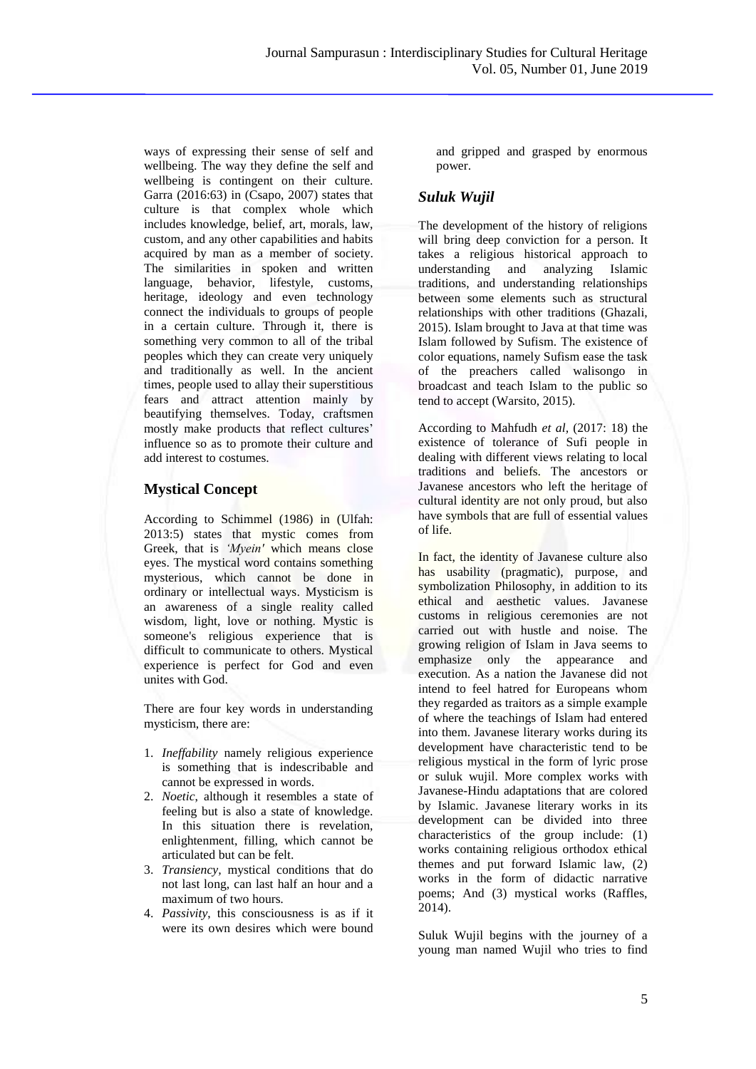ways of expressing their sense of self and wellbeing. The way they define the self and wellbeing is contingent on their culture. Garra (2016:63) in (Csapo, 2007) states that culture is that complex whole which includes knowledge, belief, art, morals, law, custom, and any other capabilities and habits acquired by man as a member of society. The similarities in spoken and written language, behavior, lifestyle, customs, heritage, ideology and even technology connect the individuals to groups of people in a certain culture. Through it, there is something very common to all of the tribal peoples which they can create very uniquely and traditionally as well. In the ancient times, people used to allay their superstitious fears and attract attention mainly by beautifying themselves. Today, craftsmen mostly make products that reflect cultures' influence so as to promote their culture and add interest to costumes.

## Mystical Concept

According to Schimmel (1986) in (Ulfah: 2013:5) states that mystic comes from Greek, that is *'Myein'* which means close eyes. The mystical word contains something mysterious, which cannot be done in ordinary or intellectual ways. Mysticism is an awareness of a single reality called wisdom, light, love or nothing. Mystic is someone's religious experience that is difficult to communicate to others. Mystical experience is perfect for God and even unites with God.

There are four key words in understanding mysticism, there are:

1. *Ineffability* namely religious experience is something that is indescribable and cannot be expressed in words.
2. *Noetic*, although it resembles a state of feeling but is also a state of knowledge. In this situation there is revelation, enlightenment, filling, which cannot be articulated but can be felt.
3. *Transiency*, mystical conditions that do not last long, can last half an hour and a maximum of two hours.
4. *Passivity*, this consciousness is as if it were its own desires which were bound and gripped and grasped by enormous power.

## *Suluk Wujil*

The development of the history of religions will bring deep conviction for a person. It takes a religious historical approach to understanding and analyzing Islamic traditions, and understanding relationships between some elements such as structural relationships with other traditions (Ghazali, 2015). Islam brought to Java at that time was Islam followed by Sufism. The existence of color equations, namely Sufism ease the task of the preachers called walisongo in broadcast and teach Islam to the public so tend to accept (Warsito, 2015).

According to Mahfudh *et al,* (2017: 18) the existence of tolerance of Sufi people in dealing with different views relating to local traditions and beliefs. The ancestors or Javanese ancestors who left the heritage of cultural identity are not only proud, but also have symbols that are full of essential values of life.

In fact, the identity of Javanese culture also has usability (pragmatic), purpose, and symbolization Philosophy, in addition to its ethical and aesthetic values. Javanese customs in religious ceremonies are not carried out with hustle and noise. The growing religion of Islam in Java seems to emphasize only the appearance and execution. As a nation the Javanese did not intend to feel hatred for Europeans whom they regarded as traitors as a simple example of where the teachings of Islam had entered into them. Javanese literary works during its development have characteristic tend to be religious mystical in the form of lyric prose or suluk wujil. More complex works with Javanese-Hindu adaptations that are colored by Islamic. Javanese literary works in its development can be divided into three characteristics of the group include: (1) works containing religious orthodox ethical themes and put forward Islamic law, (2) works in the form of didactic narrative poems; And (3) mystical works (Raffles, 2014).

Suluk Wujil begins with the journey of a young man named Wujil who tries to find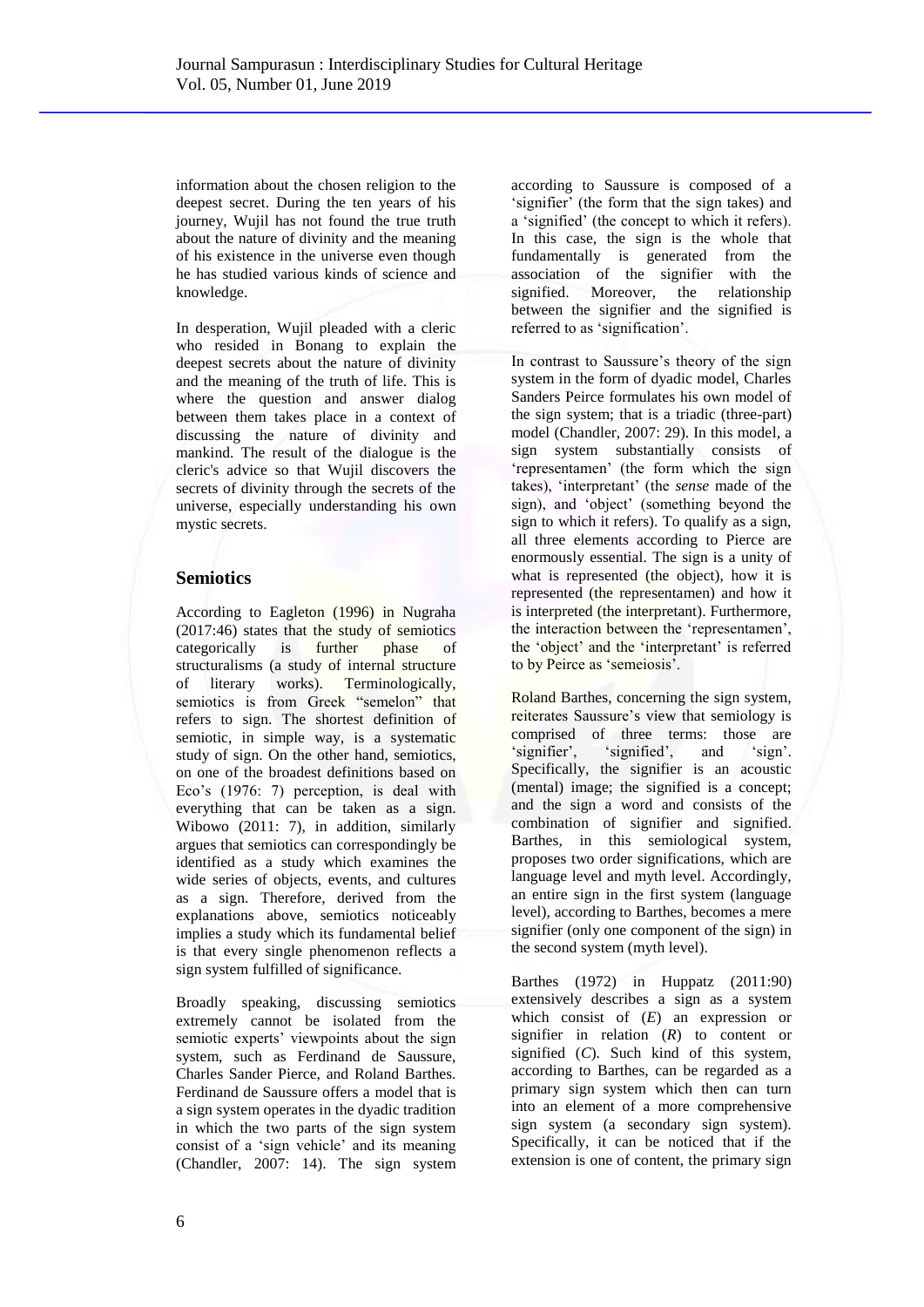information about the chosen religion to the deepest secret. During the ten years of his journey, Wujil has not found the true truth about the nature of divinity and the meaning of his existence in the universe even though he has studied various kinds of science and knowledge.

In desperation, Wujil pleaded with a cleric who resided in Bonang to explain the deepest secrets about the nature of divinity and the meaning of the truth of life. This is where the question and answer dialog between them takes place in a context of discussing the nature of divinity and mankind. The result of the dialogue is the cleric's advice so that Wujil discovers the secrets of divinity through the secrets of the universe, especially understanding his own mystic secrets.

## Semiotics

According to Eagleton (1996) in Nugraha (2017:46) states that the study of semiotics categorically is further phase of structuralisms (a study of internal structure of literary works). Terminologically, semiotics is from Greek "semelon" that refers to sign. The shortest definition of semiotic, in simple way, is a systematic study of sign. On the other hand, semiotics, on one of the broadest definitions based on Eco's (1976: 7) perception, is deal with everything that can be taken as a sign. Wibowo (2011: 7), in addition, similarly argues that semiotics can correspondingly be identified as a study which examines the wide series of objects, events, and cultures as a sign. Therefore, derived from the explanations above, semiotics noticeably implies a study which its fundamental belief is that every single phenomenon reflects a sign system fulfilled of significance.

Broadly speaking, discussing semiotics extremely cannot be isolated from the semiotic experts' viewpoints about the sign system, such as Ferdinand de Saussure, Charles Sander Pierce, and Roland Barthes. Ferdinand de Saussure offers a model that is a sign system operates in the dyadic tradition in which the two parts of the sign system consist of a 'sign vehicle' and its meaning (Chandler, 2007: 14). The sign system according to Saussure is composed of a 'signifier' (the form that the sign takes) and a 'signified' (the concept to which it refers). In this case, the sign is the whole that fundamentally is generated from the association of the signifier with the signified. Moreover, the relationship between the signifier and the signified is referred to as 'signification'.

In contrast to Saussure's theory of the sign system in the form of dyadic model, Charles Sanders Peirce formulates his own model of the sign system; that is a triadic (three-part) model (Chandler, 2007: 29). In this model, a sign system substantially consists of 'representamen' (the form which the sign takes), 'interpretant' (the *sense* made of the sign), and 'object' (something beyond the sign to which it refers). To qualify as a sign, all three elements according to Pierce are enormously essential. The sign is a unity of what is represented (the object), how it is represented (the representamen) and how it is interpreted (the interpretant). Furthermore, the interaction between the 'representamen', the 'object' and the 'interpretant' is referred to by Peirce as 'semeiosis'.

Roland Barthes, concerning the sign system, reiterates Saussure's view that semiology is comprised of three terms: those are 'signifier', 'signified', and 'sign'. Specifically, the signifier is an acoustic (mental) image; the signified is a concept; and the sign a word and consists of the combination of signifier and signified. Barthes, in this semiological system, proposes two order significations, which are language level and myth level. Accordingly, an entire sign in the first system (language level), according to Barthes, becomes a mere signifier (only one component of the sign) in the second system (myth level).

Barthes (1972) in Huppatz (2011:90) extensively describes a sign as a system which consist of (*E*) an expression or signifier in relation (*R*) to content or signified (*C*). Such kind of this system, according to Barthes, can be regarded as a primary sign system which then can turn into an element of a more comprehensive sign system (a secondary sign system). Specifically, it can be noticed that if the extension is one of content, the primary sign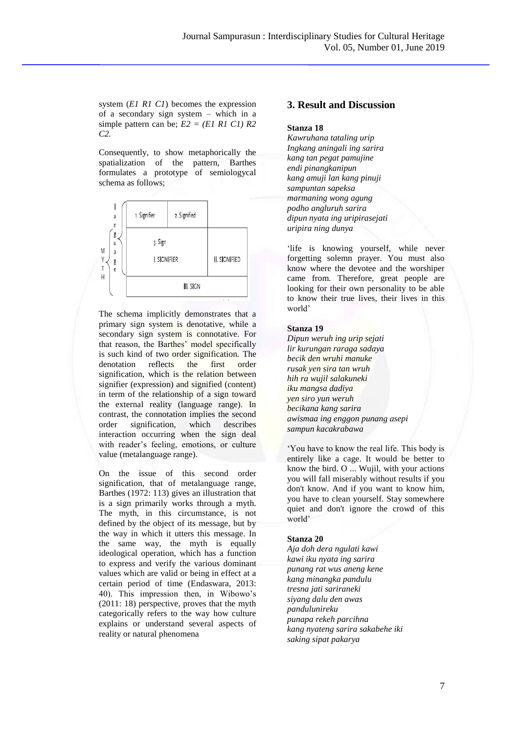system (*E1 R1 C1*) becomes the expression of a secondary sign system – which in a simple pattern can be; *E2 = (E1 R1 C1) R2 C2*.

Consequently, to show metaphorically the spatialization of the pattern, Barthes formulates a prototype of semiologycal schema as follows;

| | | 1. Signifier | 2. Signified | |
|---|---|---|---|---|
| MYTH | Language | 3. Sign<br>I. SIGNIFIER | | II. SIGNIFIED |
| | | III. SIGN | | |

The schema implicitly demonstrates that a primary sign system is denotative, while a secondary sign system is connotative. For that reason, the Barthes' model specifically is such kind of two order signification. The denotation reflects the first order signification, which is the relation between signifier (expression) and signified (content) in term of the relationship of a sign toward the external reality (language range). In contrast, the connotation implies the second order signification, which describes interaction occurring when the sign deal with reader's feeling, emotions, or culture value (metalanguage range).

On the issue of this second order signification, that of metalanguage range, Barthes (1972: 113) gives an illustration that is a sign primarily works through a myth. The myth, in this circumstance, is not defined by the object of its message, but by the way in which it utters this message. In the same way, the myth is equally ideological operation, which has a function to express and verify the various dominant values which are valid or being in effect at a certain period of time (Endaswara, 2013: 40). This impression then, in Wibowo's (2011: 18) perspective, proves that the myth categorically refers to the way how culture explains or understand several aspects of reality or natural phenomena

## 3. Result and Discussion

**Stanza 18**

*Kawruhana tataling urip*
*Ingkang aningali ing sarira*
*kang tan pegat pamujine*
*endi pinangkanipun*
*kang amuji lan kang pinuji*
*sampuntan sapeksa*
*marmaning wong agung*
*podho angluruh sarira*
*dipun nyata ing uripirasejati*
*uripira ning dunya*

'life is knowing yourself, while never forgetting solemn prayer. You must also know where the devotee and the worshiper came from. Therefore, great people are looking for their own personality to be able to know their true lives, their lives in this world'

**Stanza 19**

*Dipun weruh ing urip sejati*
*lir kurungan raraga sadaya*
*becik den wruhi manuke*
*rusak yen sira tan wruh*
*hih ra wujil salakuneki*
*iku mangsa dadiya*
*yen siro yun weruh*
*becikana kang sarira*
*awismaa ing enggon punang asepi*
*sampun kacakrabawa*

'You have to know the real life. This body is entirely like a cage. It would be better to know the bird. O ... Wujil, with your actions you will fall miserably without results if you don't know. And if you want to know him, you have to clean yourself. Stay somewhere quiet and don't ignore the crowd of this world'

**Stanza 20**

*Aja doh dera ngulati kawi*
*kawi iku nyata ing sarira*
*punang rat wus aneng kene*
*kang minangka pandulu*
*tresna jati sariraneki*
*siyang dalu den awas*
*pandulunireku*
*punapa rekeh parcihna*
*kang nyateng sarira sakabehe iki*
*saking sipat pakarya*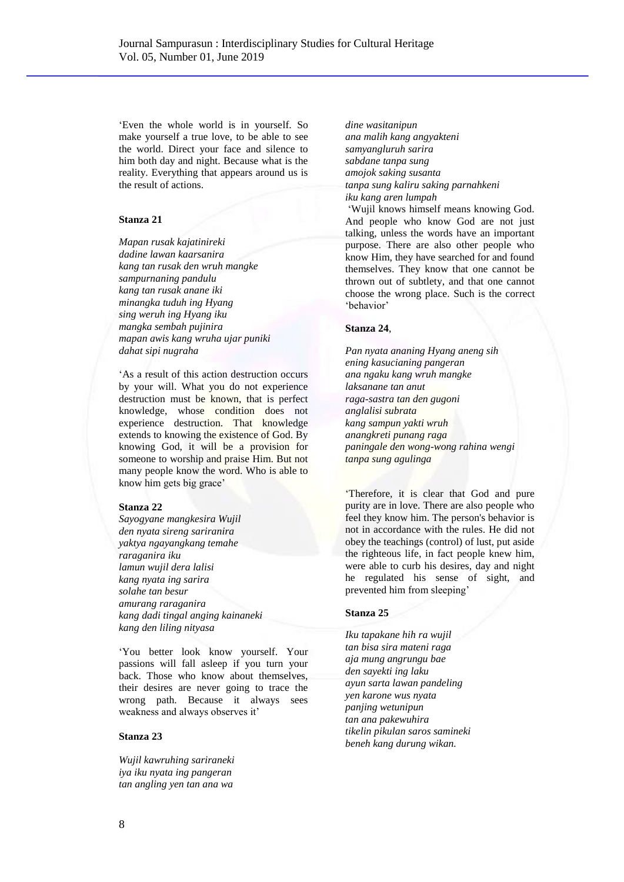'Even the whole world is in yourself. So make yourself a true love, to be able to see the world. Direct your face and silence to him both day and night. Because what is the reality. Everything that appears around us is the result of actions.

**Stanza 21**

*Mapan rusak kajatinireki*
*dadine lawan kaarsanira*
*kang tan rusak den wruh mangke*
*sampurnaning pandulu*
*kang tan rusak anane iki*
*minangka tuduh ing Hyang*
*sing weruh ing Hyang iku*
*mangka sembah pujinira*
*mapan awis kang wruha ujar puniki*
*dahat sipi nugraha*

'As a result of this action destruction occurs by your will. What you do not experience destruction must be known, that is perfect knowledge, whose condition does not experience destruction. That knowledge extends to knowing the existence of God. By knowing God, it will be a provision for someone to worship and praise Him. But not many people know the word. Who is able to know him gets big grace'

**Stanza 22**

*Sayogyane mangkesira Wujil*
*den nyata sireng sariranira*
*yaktya ngayangkang temahe*
*raraganira iku*
*lamun wujil dera lalisi*
*kang nyata ing sarira*
*solahe tan besur*
*amurang raraganira*
*kang dadi tingal anging kainaneki*
*kang den liling nityasa*

'You better look know yourself. Your passions will fall asleep if you turn your back. Those who know about themselves, their desires are never going to trace the wrong path. Because it always sees weakness and always observes it'

**Stanza 23**

*Wujil kawruhing sariraneki*
*iya iku nyata ing pangeran*
*tan angling yen tan ana wa*
*dine wasitanipun*
*ana malih kang angyakteni*
*samyangluruh sarira*
*sabdane tanpa sung*
*amojok saking susanta*
*tanpa sung kaliru saking parnahkeni*
*iku kang aren lumpah*

'Wujil knows himself means knowing God. And people who know God are not just talking, unless the words have an important purpose. There are also other people who know Him, they have searched for and found themselves. They know that one cannot be thrown out of subtlety, and that one cannot choose the wrong place. Such is the correct 'behavior'

**Stanza 24**,

*Pan nyata ananing Hyang aneng sih*
*ening kasucianing pangeran*
*ana ngaku kang wruh mangke*
*laksanane tan anut*
*raga-sastra tan den gugoni*
*anglalisi subrata*
*kang sampun yakti wruh*
*anangkreti punang raga*
*paningale den wong-wong rahina wengi*
*tanpa sung agulinga*

'Therefore, it is clear that God and pure purity are in love. There are also people who feel they know him. The person's behavior is not in accordance with the rules. He did not obey the teachings (control) of lust, put aside the righteous life, in fact people knew him, were able to curb his desires, day and night he regulated his sense of sight, and prevented him from sleeping'

**Stanza 25**

*Iku tapakane hih ra wujil*
*tan bisa sira mateni raga*
*aja mung angrungu bae*
*den sayekti ing laku*
*ayun sarta lawan pandeling*
*yen karone wus nyata*
*panjing wetunipun*
*tan ana pakewuhira*
*tikelin pikulan saros samineki*
*beneh kang durung wikan.*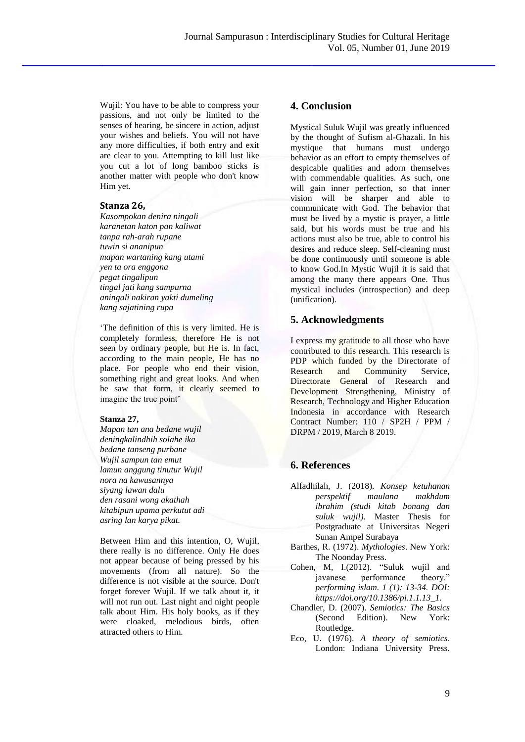Wujil: You have to be able to compress your passions, and not only be limited to the senses of hearing, be sincere in action, adjust your wishes and beliefs. You will not have any more difficulties, if both entry and exit are clear to you. Attempting to kill lust like you cut a lot of long bamboo sticks is another matter with people who don't know Him yet.

### Stanza 26,

*Kasompokan denira ningali*
*karanetan katon pan kaliwat*
*tanpa rah-arah rupane*
*tuwin si ananipun*
*mapan wartaning kang utami*
*yen ta ora enggona*
*pegat tingalipun*
*tingal jati kang sampurna*
*aningali nakiran yakti dumeling*
*kang sajatining rupa*

'The definition of this is very limited. He is completely formless, therefore He is not seen by ordinary people, but He is. In fact, according to the main people, He has no place. For people who end their vision, something right and great looks. And when he saw that form, it clearly seemed to imagine the true point'

**Stanza 27,**

*Mapan tan ana bedane wujil*
*deningkalindhih solahe ika*
*bedane tanseng purbane*
*Wujil sampun tan emut*
*lamun anggung tinutur Wujil*
*nora na kawusannya*
*siyang lawan dalu*
*den rasani wong akathah*
*kitabipun upama perkutut adi*
*asring lan karya pikat.*

Between Him and this intention, O, Wujil, there really is no difference. Only He does not appear because of being pressed by his movements (from all nature). So the difference is not visible at the source. Don't forget forever Wujil. If we talk about it, it will not run out. Last night and night people talk about Him. His holy books, as if they were cloaked, melodious birds, often attracted others to Him.

## 4. Conclusion

Mystical Suluk Wujil was greatly influenced by the thought of Sufism al-Ghazali. In his mystique that humans must undergo behavior as an effort to empty themselves of despicable qualities and adorn themselves with commendable qualities. As such, one will gain inner perfection, so that inner vision will be sharper and able to communicate with God. The behavior that must be lived by a mystic is prayer, a little said, but his words must be true and his actions must also be true, able to control his desires and reduce sleep. Self-cleaning must be done continuously until someone is able to know God.In Mystic Wujil it is said that among the many there appears One. Thus mystical includes (introspection) and deep (unification).

## 5. Acknowledgments

I express my gratitude to all those who have contributed to this research. This research is PDP which funded by the Directorate of Research and Community Service, Directorate General of Research and Development Strengthening, Ministry of Research, Technology and Higher Education Indonesia in accordance with Research Contract Number: 110 / SP2H / PPM / DRPM / 2019, March 8 2019.

## 6. References

Alfadhilah, J. (2018). *Konsep ketuhanan perspektif maulana makhdum ibrahim (studi kitab bonang dan suluk wujil).* Master Thesis for Postgraduate at Universitas Negeri Sunan Ampel Surabaya

Barthes, R. (1972). *Mythologies*. New York: The Noonday Press.

Cohen, M, I.(2012). "Suluk wujil and javanese performance theory." *performing islam. 1 (1): 13-34. DOI: https://doi.org/10.1386/pi.1.1.13_1.*

Chandler, D. (2007). *Semiotics: The Basics* (Second Edition). New York: Routledge.

Eco, U. (1976). *A theory of semiotics*. London: Indiana University Press.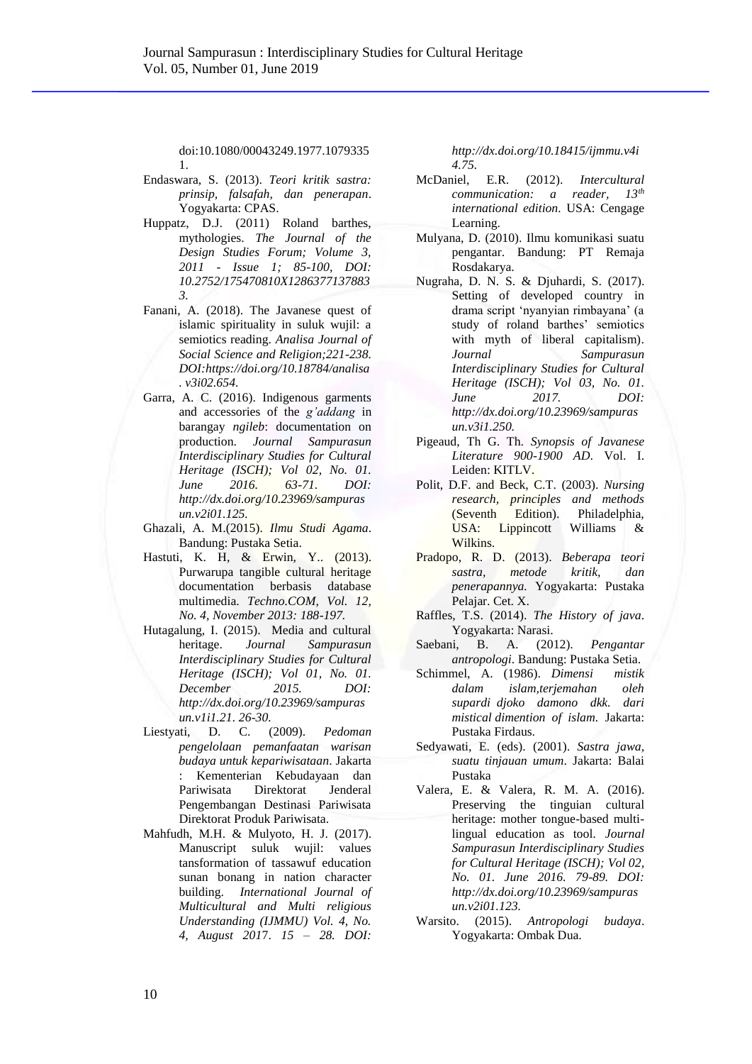doi:10.1080/00043249.1977.10793351.

Endaswara, S. (2013). *Teori kritik sastra: prinsip, falsafah, dan penerapan*. Yogyakarta: CPAS.

Huppatz, D.J. (2011) Roland barthes, mythologies. *The Journal of the Design Studies Forum; Volume 3, 2011 - Issue 1; 85-100, DOI: 10.2752/175470810X12863771378833.*

Fanani, A. (2018). The Javanese quest of islamic spirituality in suluk wujil: a semiotics reading. *Analisa Journal of Social Science and Religion;221-238. DOI:https://doi.org/10.18784/analisa. v3i02.654.*

Garra, A. C. (2016). Indigenous garments and accessories of the *g'addang* in barangay *ngileb*: documentation on production. *Journal Sampurasun Interdisciplinary Studies for Cultural Heritage (ISCH); Vol 02, No. 01. June 2016. 63-71. DOI: http://dx.doi.org/10.23969/sampurasun.v2i01.125.*

Ghazali, A. M.(2015). *Ilmu Studi Agama*. Bandung: Pustaka Setia.

Hastuti, K. H, & Erwin, Y.. (2013). Purwarupa tangible cultural heritage documentation berbasis database multimedia. *Techno.COM, Vol. 12, No. 4, November 2013: 188-197.*

Hutagalung, I. (2015). Media and cultural heritage. *Journal Sampurasun Interdisciplinary Studies for Cultural Heritage (ISCH); Vol 01, No. 01. December 2015. DOI: http://dx.doi.org/10.23969/sampurasun.v1i1.21. 26-30.*

Liestyati, D. C. (2009). *Pedoman pengelolaan pemanfaatan warisan budaya untuk kepariwisataan*. Jakarta : Kementerian Kebudayaan dan Pariwisata Direktorat Jenderal Pengembangan Destinasi Pariwisata Direktorat Produk Pariwisata.

Mahfudh, M.H. & Mulyoto, H. J. (2017). Manuscript suluk wujil: values tansformation of tassawuf education sunan bonang in nation character building. *International Journal of Multicultural and Multi religious Understanding (IJMMU) Vol. 4, No. 4, August 2017. 15 – 28. DOI: http://dx.doi.org/10.18415/ijmmu.v4i4.75.*

McDaniel, E.R. (2012). *Intercultural communication: a reader, 13th international edition.* USA: Cengage Learning.

Mulyana, D. (2010). Ilmu komunikasi suatu pengantar. Bandung: PT Remaja Rosdakarya.

Nugraha, D. N. S. & Djuhardi, S. (2017). Setting of developed country in drama script 'nyanyian rimbayana' (a study of roland barthes' semiotics with myth of liberal capitalism). *Journal Sampurasun Interdisciplinary Studies for Cultural Heritage (ISCH); Vol 03, No. 01. June 2017. DOI: http://dx.doi.org/10.23969/sampurasun.v3i1.250.*

Pigeaud, Th G. Th. *Synopsis of Javanese Literature 900-1900 AD*. Vol. I. Leiden: KITLV.

Polit, D.F. and Beck, C.T. (2003). *Nursing research, principles and methods* (Seventh Edition). Philadelphia, USA: Lippincott Williams & Wilkins.

Pradopo, R. D. (2013). *Beberapa teori sastra, metode kritik, dan penerapannya.* Yogyakarta: Pustaka Pelajar. Cet. X.

Raffles, T.S. (2014). *The History of java*. Yogyakarta: Narasi.

Saebani, B. A. (2012). *Pengantar antropologi*. Bandung: Pustaka Setia.

Schimmel, A. (1986). *Dimensi mistik dalam islam,terjemahan oleh supardi djoko damono dkk. dari mistical dimention of islam.* Jakarta: Pustaka Firdaus.

Sedyawati, E. (eds). (2001). *Sastra jawa, suatu tinjauan umum*. Jakarta: Balai Pustaka

Valera, E. & Valera, R. M. A. (2016). Preserving the tinguian cultural heritage: mother tongue-based multi-lingual education as tool. *Journal Sampurasun Interdisciplinary Studies for Cultural Heritage (ISCH); Vol 02, No. 01. June 2016. 79-89. DOI: http://dx.doi.org/10.23969/sampurasun.v2i01.123.*

Warsito. (2015). *Antropologi budaya*. Yogyakarta: Ombak Dua.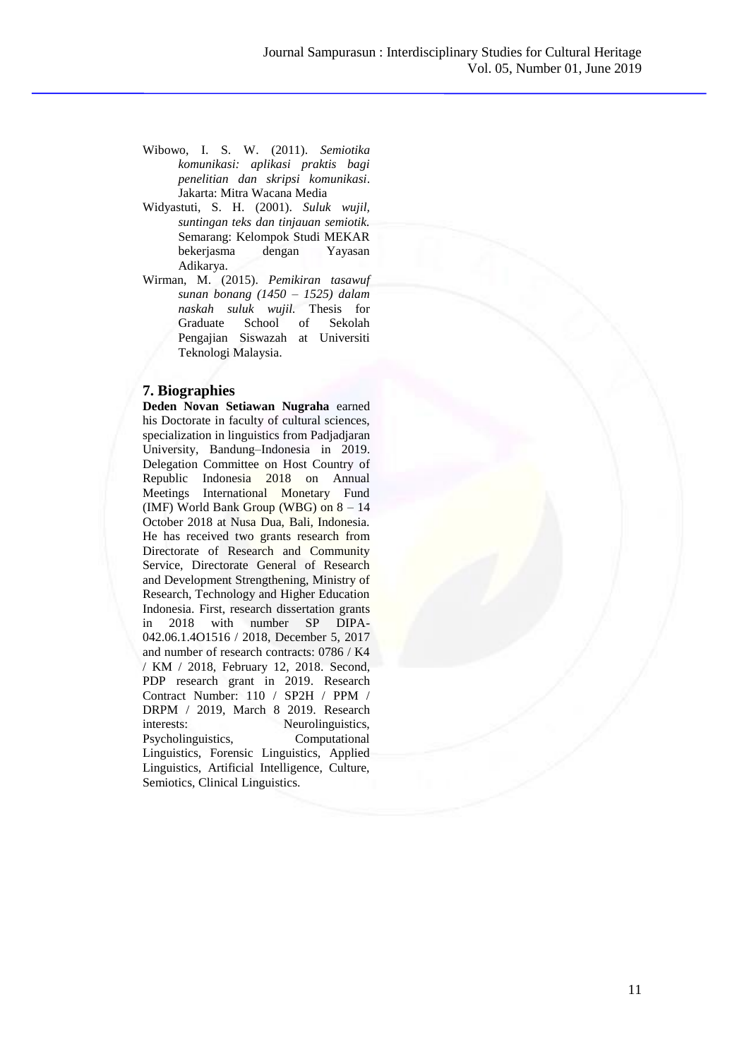Wibowo, I. S. W. (2011). *Semiotika komunikasi: aplikasi praktis bagi penelitian dan skripsi komunikasi*. Jakarta: Mitra Wacana Media

Widyastuti, S. H. (2001). *Suluk wujil, suntingan teks dan tinjauan semiotik.* Semarang: Kelompok Studi MEKAR bekerjasma dengan Yayasan Adikarya.

Wirman, M. (2015). *Pemikiran tasawuf sunan bonang (1450 – 1525) dalam naskah suluk wujil.* Thesis for Graduate School of Sekolah Pengajian Siswazah at Universiti Teknologi Malaysia.

## 7. Biographies

**Deden Novan Setiawan Nugraha** earned his Doctorate in faculty of cultural sciences, specialization in linguistics from Padjadjaran University, Bandung–Indonesia in 2019. Delegation Committee on Host Country of Republic Indonesia 2018 on Annual Meetings International Monetary Fund (IMF) World Bank Group (WBG) on 8 – 14 October 2018 at Nusa Dua, Bali, Indonesia. He has received two grants research from Directorate of Research and Community Service, Directorate General of Research and Development Strengthening, Ministry of Research, Technology and Higher Education Indonesia. First, research dissertation grants in 2018 with number SP DIPA-042.06.1.4O1516 / 2018, December 5, 2017 and number of research contracts: 0786 / K4 / KM / 2018, February 12, 2018. Second, PDP research grant in 2019. Research Contract Number: 110 / SP2H / PPM / DRPM / 2019, March 8 2019. Research interests: Neurolinguistics, Psycholinguistics, Computational Linguistics, Forensic Linguistics, Applied Linguistics, Artificial Intelligence, Culture, Semiotics, Clinical Linguistics.